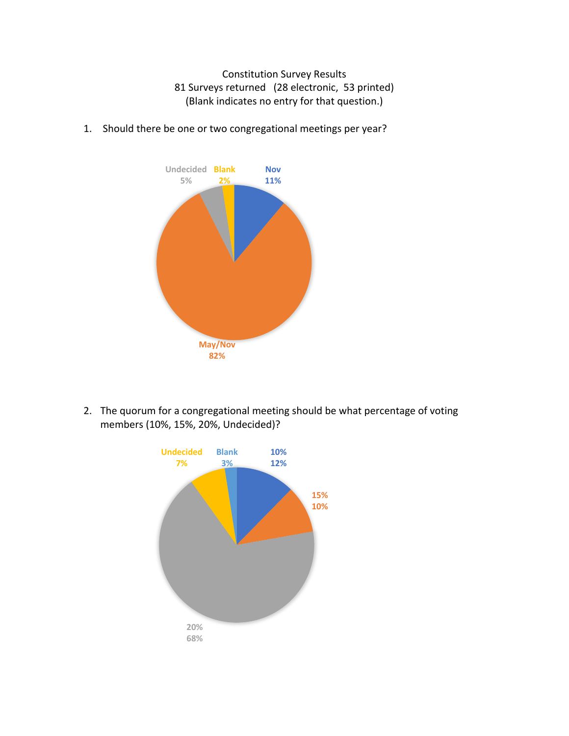Constitution Survey Results

81 Surveys returned (28 electronic, 53 printed)

(Blank indicates no entry for that question.)

1. Should there be one or two congregational meetings per year?

Undecided 5%

Blank 2%

Nov 11%

May/Nov 82%

2. The quorum for a congregational meeting should be what percentage of voting members (10%, 15%, 20%, Undecided)?

Undecided 7%

Blank 3%

10% 12%

15% 10%

20% 68%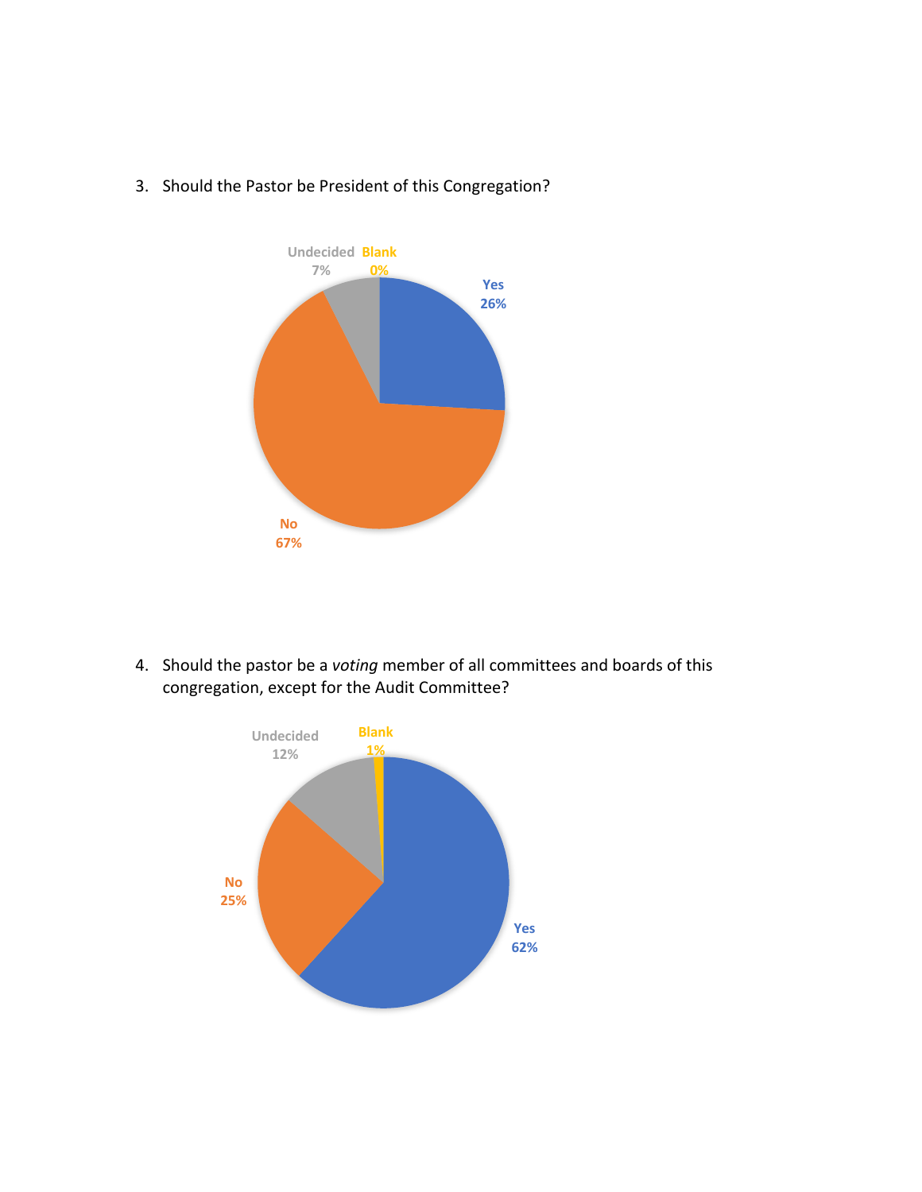3. Should the Pastor be President of this Congregation?

Undecided 7%
Blank 0%
Yes 26%
No 67%

4. Should the pastor be a *voting* member of all committees and boards of this congregation, except for the Audit Committee?

Undecided 12%
Blank 1%
No 25%
Yes 62%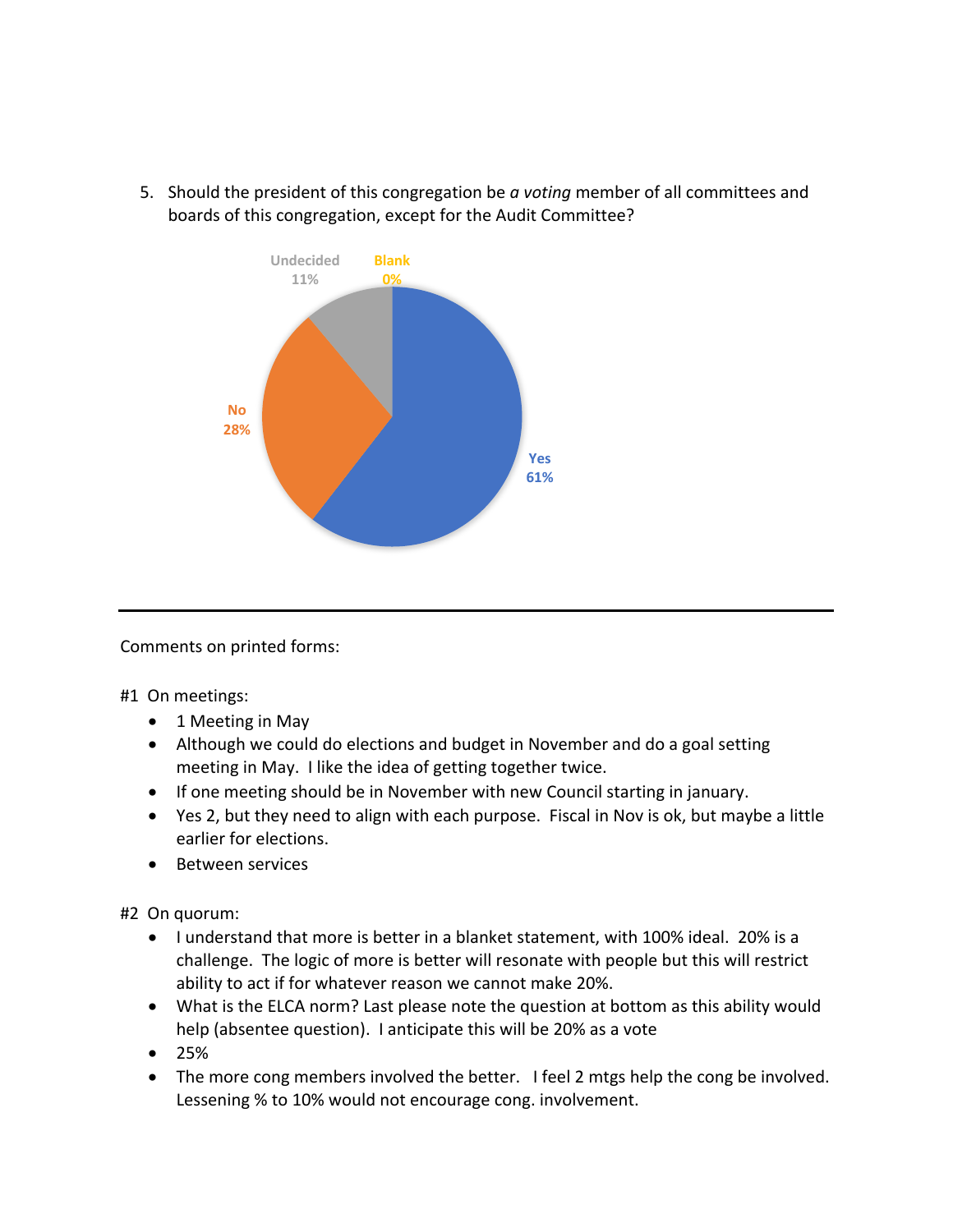5. Should the president of this congregation be *a voting* member of all committees and boards of this congregation, except for the Audit Committee?

Undecided 11%

Blank 0%

No 28%

Yes 61%

---

Comments on printed forms:

#1 On meetings:

- 1 Meeting in May
- Although we could do elections and budget in November and do a goal setting meeting in May. I like the idea of getting together twice.
- If one meeting should be in November with new Council starting in january.
- Yes 2, but they need to align with each purpose. Fiscal in Nov is ok, but maybe a little earlier for elections.
- Between services

#2 On quorum:

- I understand that more is better in a blanket statement, with 100% ideal. 20% is a challenge. The logic of more is better will resonate with people but this will restrict ability to act if for whatever reason we cannot make 20%.
- What is the ELCA norm? Last please note the question at bottom as this ability would help (absentee question). I anticipate this will be 20% as a vote
- 25%
- The more cong members involved the better. I feel 2 mtgs help the cong be involved. Lessening % to 10% would not encourage cong. involvement.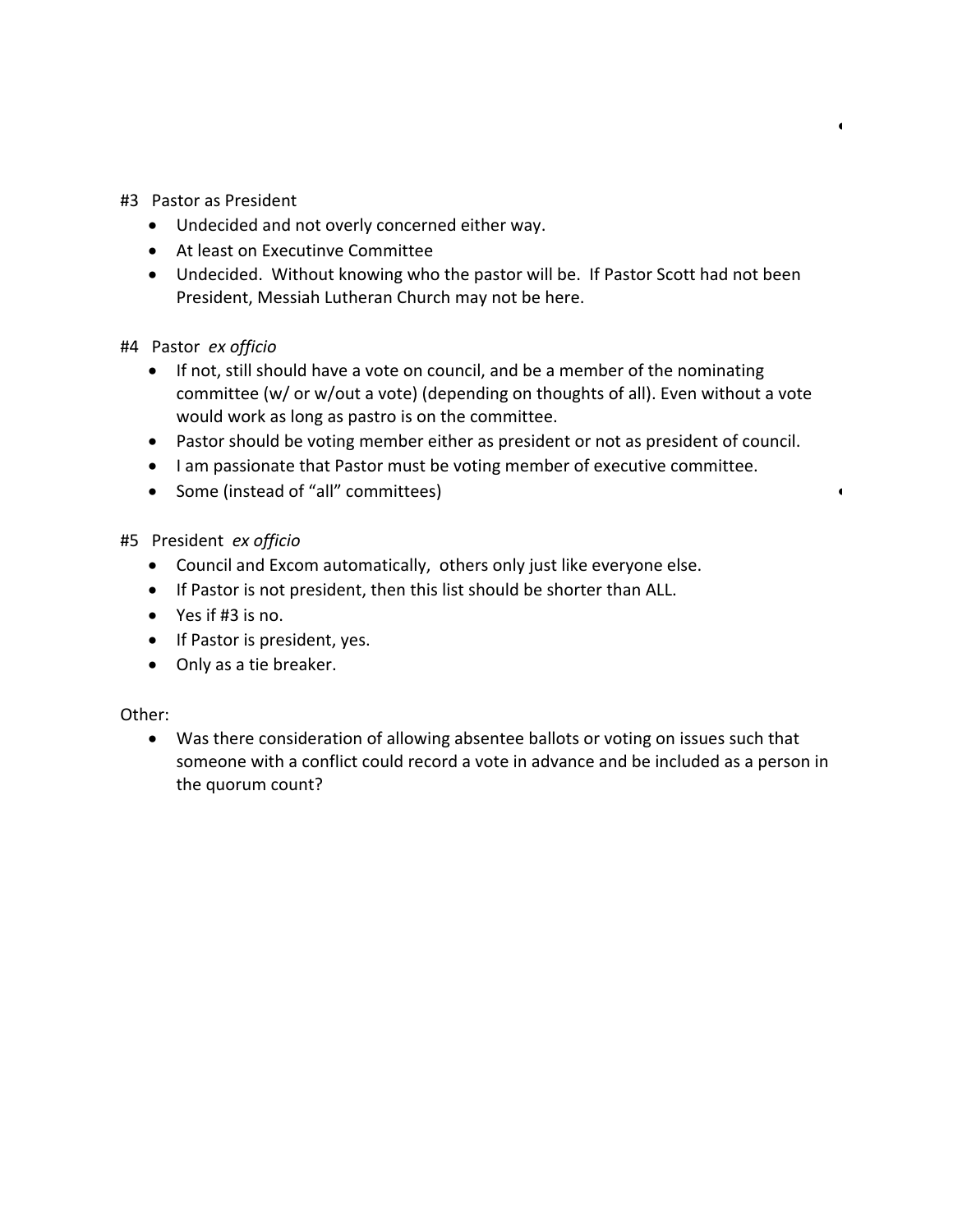#3 Pastor as President

- Undecided and not overly concerned either way.
- At least on Executinve Committee
- Undecided. Without knowing who the pastor will be. If Pastor Scott had not been President, Messiah Lutheran Church may not be here.

#4 Pastor *ex officio*

- If not, still should have a vote on council, and be a member of the nominating committee (w/ or w/out a vote) (depending on thoughts of all). Even without a vote would work as long as pastro is on the committee.
- Pastor should be voting member either as president or not as president of council.
- I am passionate that Pastor must be voting member of executive committee.
- Some (instead of "all" committees)

#5 President *ex officio*

- Council and Excom automatically, others only just like everyone else.
- If Pastor is not president, then this list should be shorter than ALL.
- Yes if #3 is no.
- If Pastor is president, yes.
- Only as a tie breaker.

Other:

- Was there consideration of allowing absentee ballots or voting on issues such that someone with a conflict could record a vote in advance and be included as a person in the quorum count?